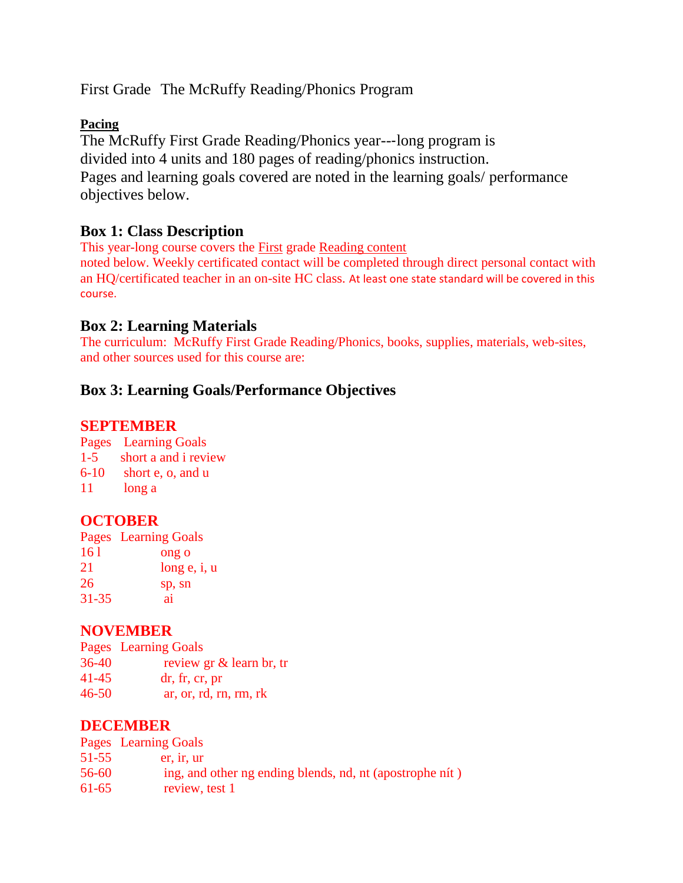First Grade The McRuffy Reading/Phonics Program

**Pacing**

The McRuffy First Grade Reading/Phonics year---long program is divided into 4 units and 180 pages of reading/phonics instruction. Pages and learning goals covered are noted in the learning goals/ performance objectives below.

### Box 1: Class Description

This year-long course covers the First grade Reading content noted below. Weekly certificated contact will be completed through direct personal contact with an HQ/certificated teacher in an on-site HC class. At least one state standard will be covered in this course.

### Box 2: Learning Materials

The curriculum: McRuffy First Grade Reading/Phonics, books, supplies, materials, web-sites, and other sources used for this course are:

### Box 3: Learning Goals/Performance Objectives

## SEPTEMBER

| Pages | Learning Goals |
| --- | --- |
| 1-5 | short a and i review |
| 6-10 | short e, o, and u |
| 11 | long a |

## OCTOBER

| Pages | Learning Goals |
| --- | --- |
| 16 l | ong o |
| 21 | long e, i, u |
| 26 | sp, sn |
| 31-35 | ai |

## NOVEMBER

| Pages | Learning Goals |
| --- | --- |
| 36-40 | review gr & learn br, tr |
| 41-45 | dr, fr, cr, pr |
| 46-50 | ar, or, rd, rn, rm, rk |

## DECEMBER

| Pages | Learning Goals |
| --- | --- |
| 51-55 | er, ir, ur |
| 56-60 | ing, and other ng ending blends, nd, nt (apostrophe nít ) |
| 61-65 | review, test 1 |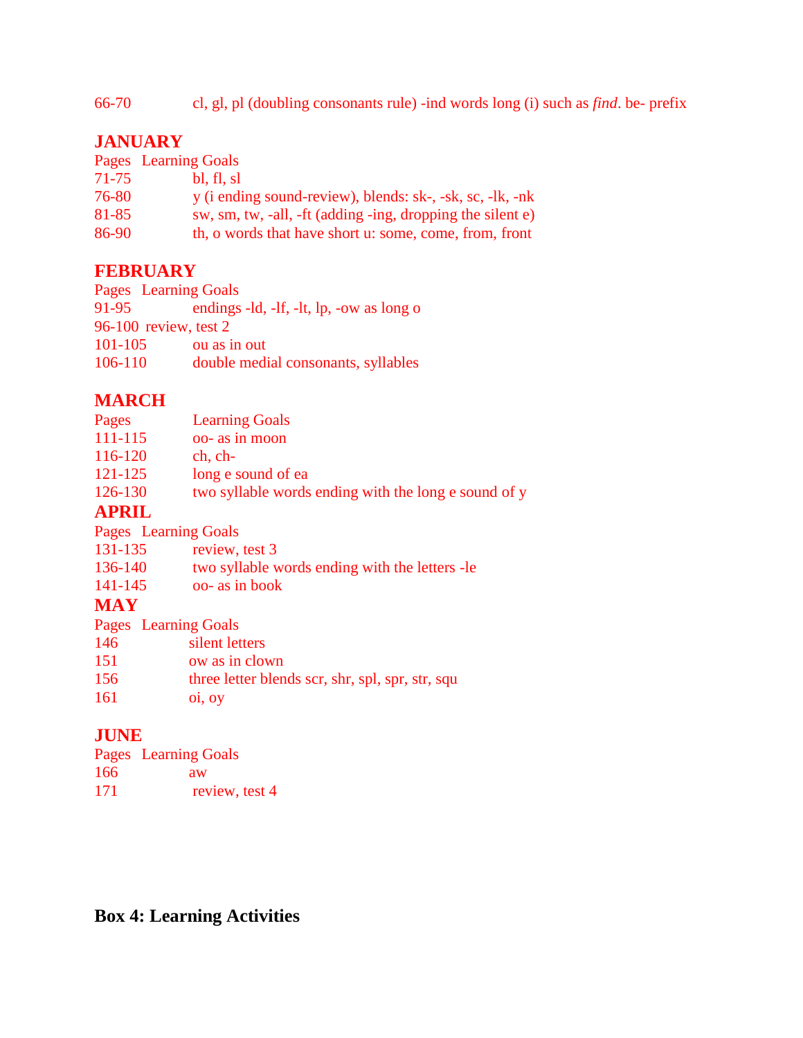| | |
|---|---|
| 66-70 | cl, gl, pl (doubling consonants rule) -ind words long (i) such as *find*. be- prefix |

## JANUARY

| Pages | Learning Goals |
|---|---|
| 71-75 | bl, fl, sl |
| 76-80 | y (i ending sound-review), blends: sk-, -sk, sc, -lk, -nk |
| 81-85 | sw, sm, tw, -all, -ft (adding -ing, dropping the silent e) |
| 86-90 | th, o words that have short u: some, come, from, front |

## FEBRUARY

| Pages | Learning Goals |
|---|---|
| 91-95 | endings -ld, -lf, -lt, lp, -ow as long o |
| 96-100 | review, test 2 |
| 101-105 | ou as in out |
| 106-110 | double medial consonants, syllables |

## MARCH

| Pages | Learning Goals |
|---|---|
| 111-115 | oo- as in moon |
| 116-120 | ch, ch- |
| 121-125 | long e sound of ea |
| 126-130 | two syllable words ending with the long e sound of y |

## APRIL

| Pages | Learning Goals |
|---|---|
| 131-135 | review, test 3 |
| 136-140 | two syllable words ending with the letters -le |
| 141-145 | oo- as in book |

## MAY

| Pages | Learning Goals |
|---|---|
| 146 | silent letters |
| 151 | ow as in clown |
| 156 | three letter blends scr, shr, spl, spr, str, squ |
| 161 | oi, oy |

## JUNE

| Pages | Learning Goals |
|---|---|
| 166 | aw |
| 171 | review, test 4 |

## Box 4: Learning Activities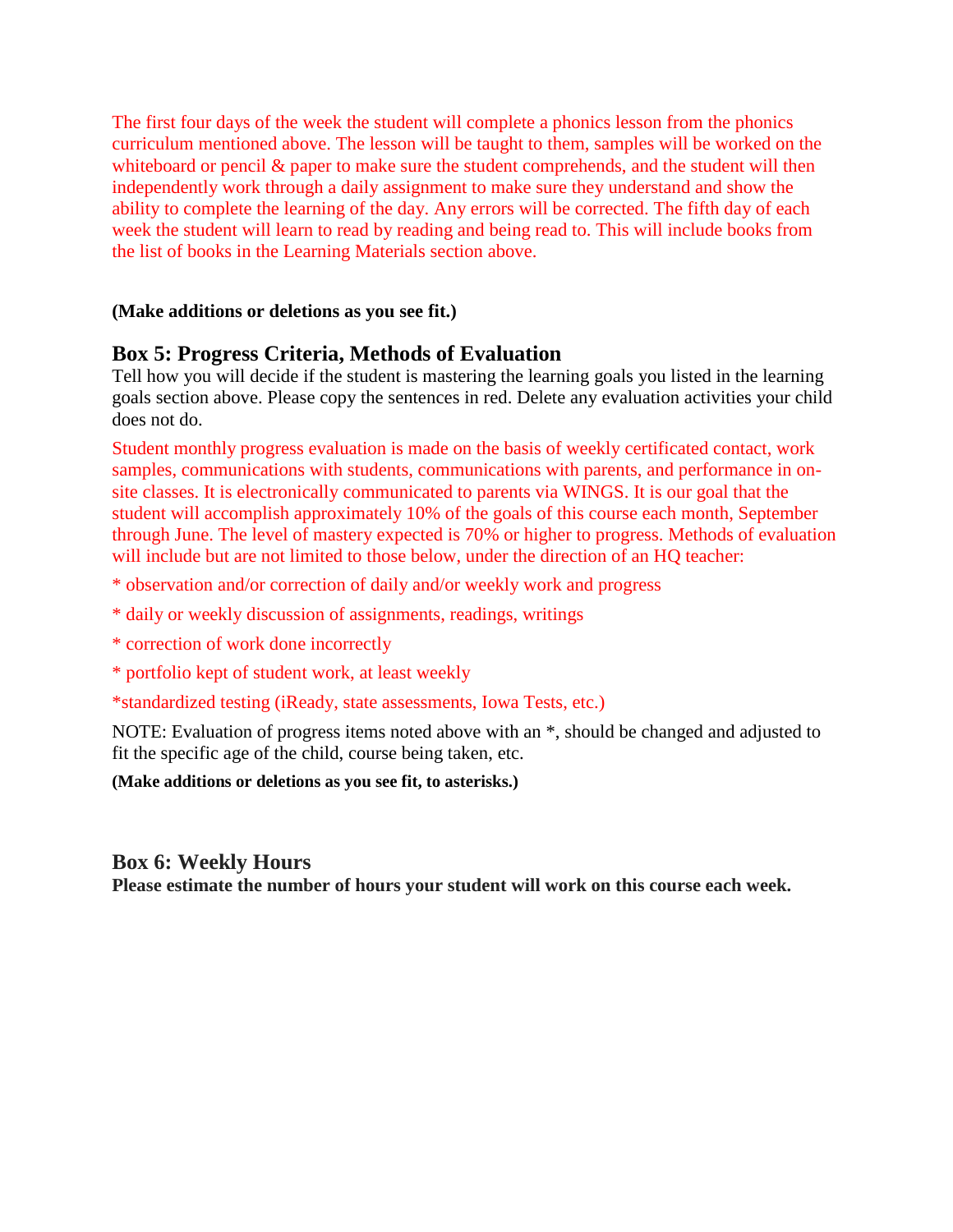The first four days of the week the student will complete a phonics lesson from the phonics curriculum mentioned above. The lesson will be taught to them, samples will be worked on the whiteboard or pencil & paper to make sure the student comprehends, and the student will then independently work through a daily assignment to make sure they understand and show the ability to complete the learning of the day. Any errors will be corrected. The fifth day of each week the student will learn to read by reading and being read to. This will include books from the list of books in the Learning Materials section above.

**(Make additions or deletions as you see fit.)**

## Box 5: Progress Criteria, Methods of Evaluation

Tell how you will decide if the student is mastering the learning goals you listed in the learning goals section above. Please copy the sentences in red. Delete any evaluation activities your child does not do.

Student monthly progress evaluation is made on the basis of weekly certificated contact, work samples, communications with students, communications with parents, and performance in on-site classes. It is electronically communicated to parents via WINGS. It is our goal that the student will accomplish approximately 10% of the goals of this course each month, September through June. The level of mastery expected is 70% or higher to progress. Methods of evaluation will include but are not limited to those below, under the direction of an HQ teacher:

* observation and/or correction of daily and/or weekly work and progress

* daily or weekly discussion of assignments, readings, writings

* correction of work done incorrectly

* portfolio kept of student work, at least weekly

*standardized testing (iReady, state assessments, Iowa Tests, etc.)

NOTE: Evaluation of progress items noted above with an *, should be changed and adjusted to fit the specific age of the child, course being taken, etc.

**(Make additions or deletions as you see fit, to asterisks.)**

## Box 6: Weekly Hours

**Please estimate the number of hours your student will work on this course each week.**